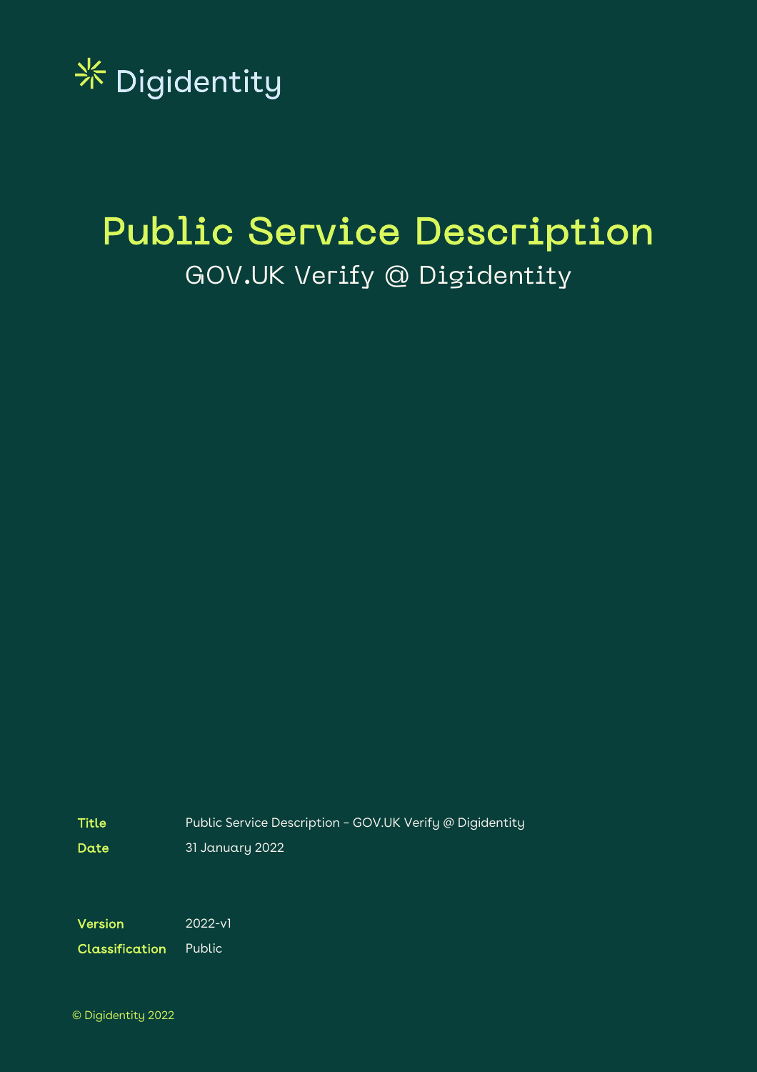Digidentity

# Public Service Description

## GOV.UK Verify @ Digidentity

| | |
|---|---|
| **Title** | Public Service Description – GOV.UK Verify @ Digidentity |
| **Date** | 31 January 2022 |
| **Version** | 2022-v1 |
| **Classification** | Public |

© Digidentity 2022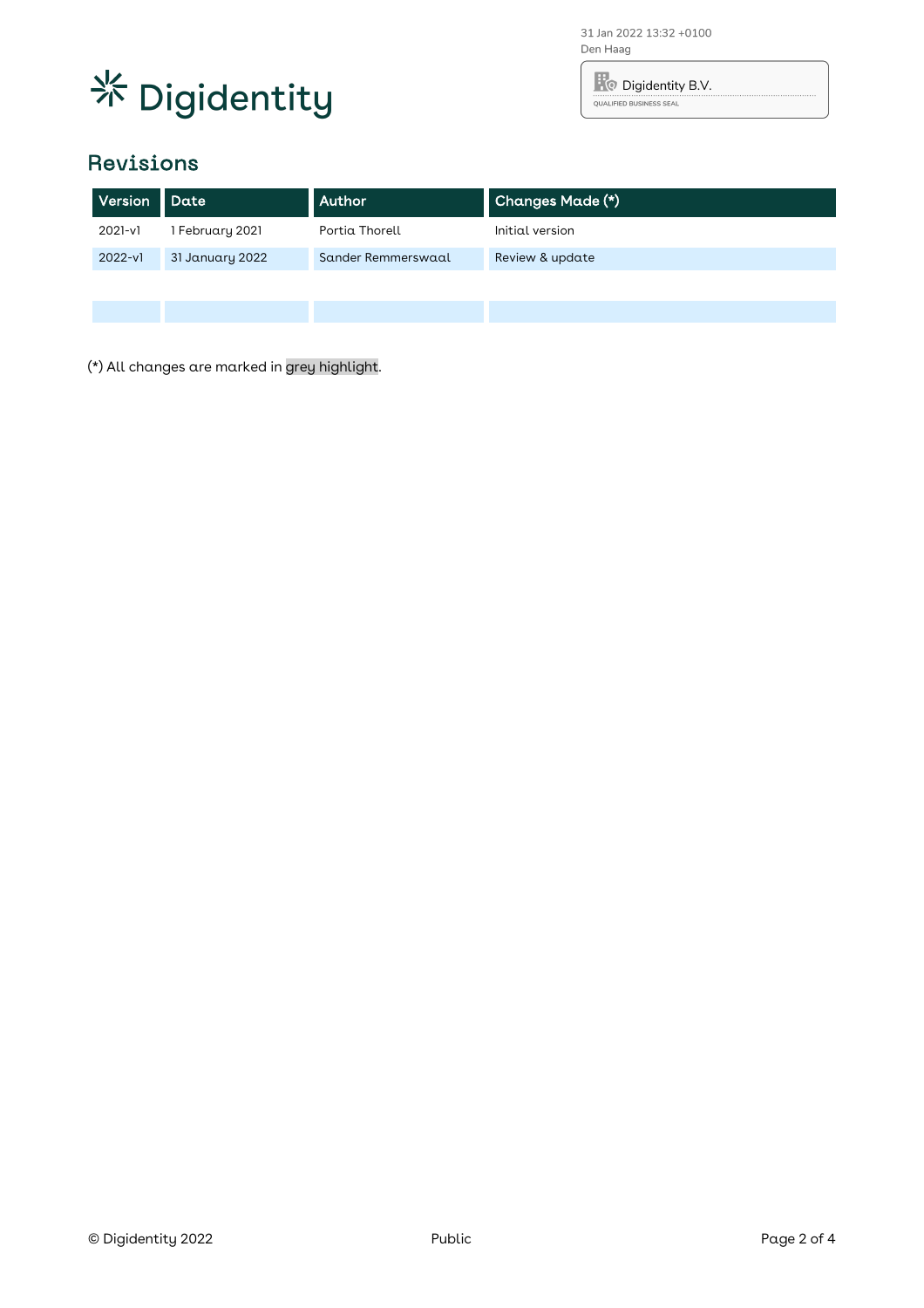31 Jan 2022 13:32 +0100
Den Haag

Digidentity B.V.
QUALIFIED BUSINESS SEAL

## Revisions

| Version | Date | Author | Changes Made (*) |
| --- | --- | --- | --- |
| 2021-v1 | 1 February 2021 | Portia Thorell | Initial version |
| 2022-v1 | 31 January 2022 | Sander Remmerswaal | Review & update |
| | | | |
| | | | |

(*) All changes are marked in grey highlight.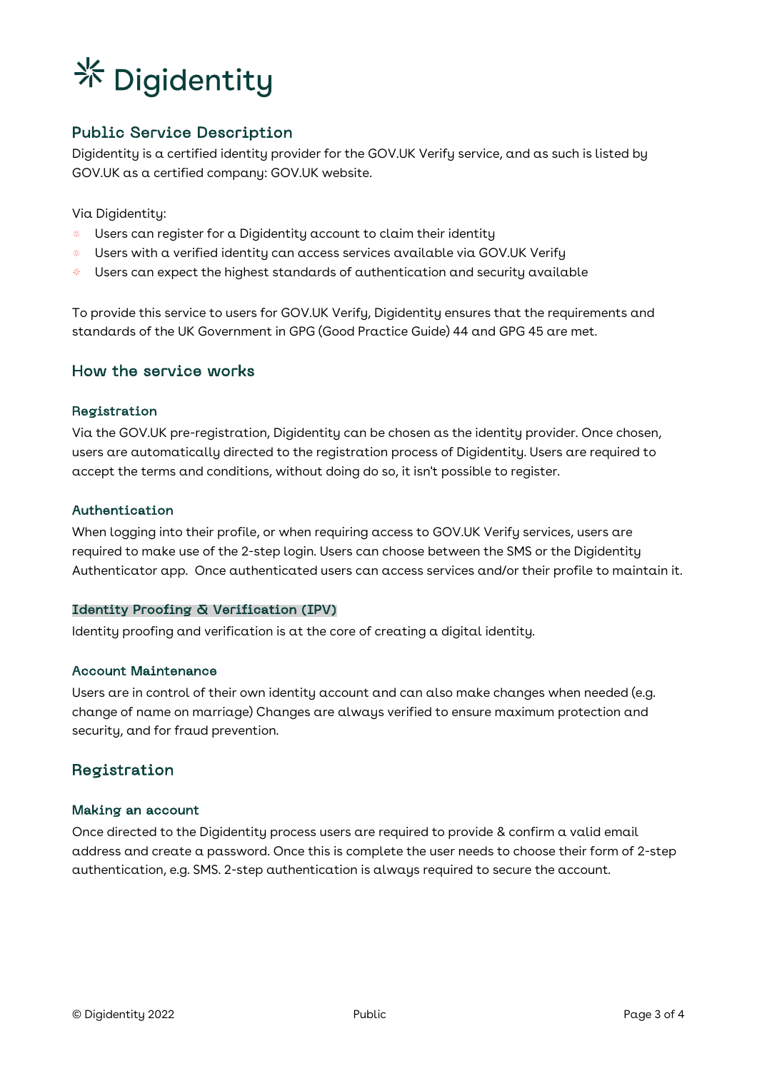# ✳ Digidentity

## Public Service Description

Digidentity is a certified identity provider for the GOV.UK Verify service, and as such is listed by GOV.UK as a certified company: GOV.UK website.

Via Digidentity:

- Users can register for a Digidentity account to claim their identity
- Users with a verified identity can access services available via GOV.UK Verify
- Users can expect the highest standards of authentication and security available

To provide this service to users for GOV.UK Verify, Digidentity ensures that the requirements and standards of the UK Government in GPG (Good Practice Guide) 44 and GPG 45 are met.

## How the service works

### Registration

Via the GOV.UK pre-registration, Digidentity can be chosen as the identity provider. Once chosen, users are automatically directed to the registration process of Digidentity. Users are required to accept the terms and conditions, without doing do so, it isn't possible to register.

### Authentication

When logging into their profile, or when requiring access to GOV.UK Verify services, users are required to make use of the 2-step login. Users can choose between the SMS or the Digidentity Authenticator app. Once authenticated users can access services and/or their profile to maintain it.

### Identity Proofing & Verification (IPV)

Identity proofing and verification is at the core of creating a digital identity.

### Account Maintenance

Users are in control of their own identity account and can also make changes when needed (e.g. change of name on marriage) Changes are always verified to ensure maximum protection and security, and for fraud prevention.

## Registration

### Making an account

Once directed to the Digidentity process users are required to provide & confirm a valid email address and create a password. Once this is complete the user needs to choose their form of 2-step authentication, e.g. SMS. 2-step authentication is always required to secure the account.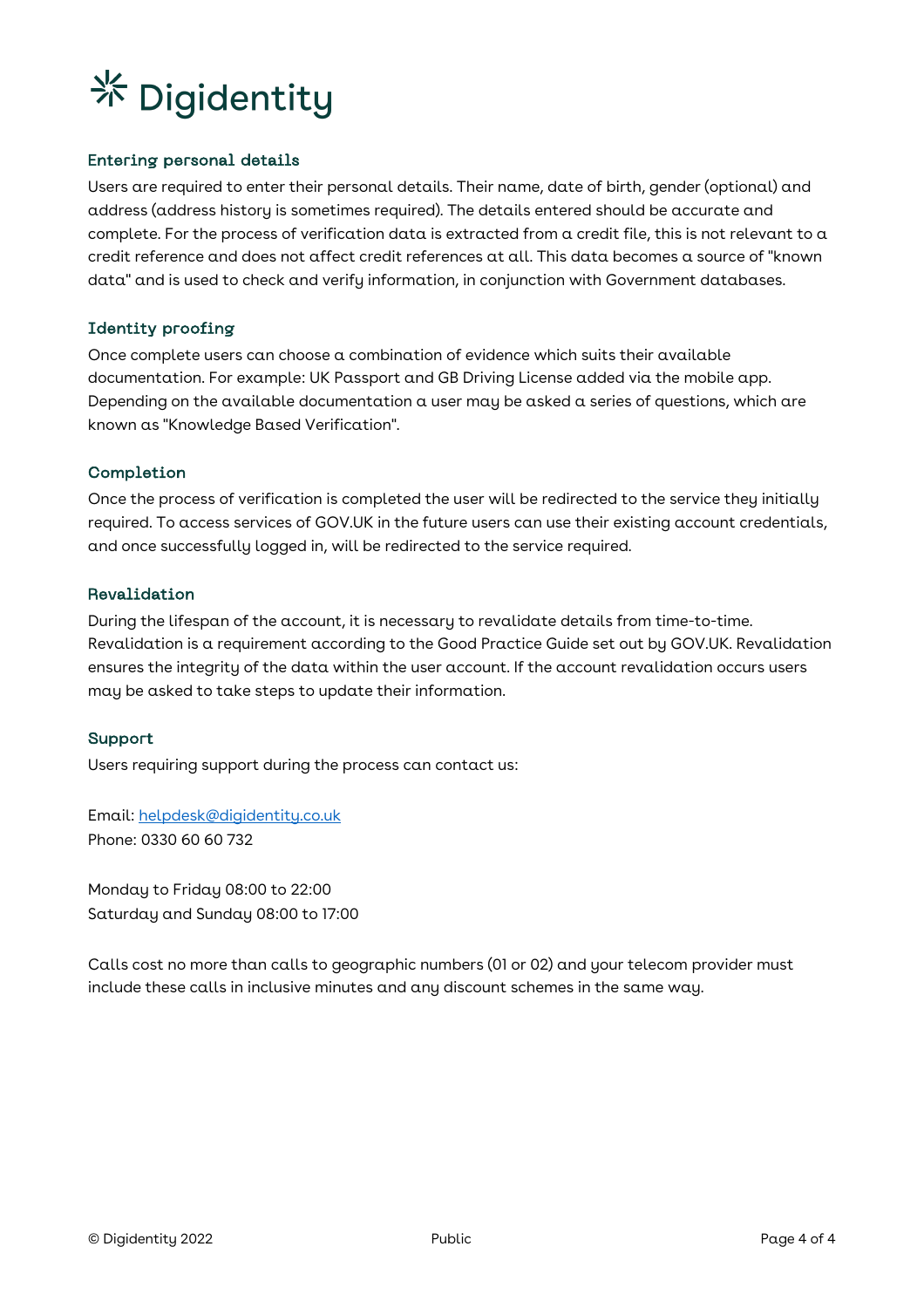# Digidentity

## Entering personal details

Users are required to enter their personal details. Their name, date of birth, gender (optional) and address (address history is sometimes required). The details entered should be accurate and complete. For the process of verification data is extracted from a credit file, this is not relevant to a credit reference and does not affect credit references at all. This data becomes a source of "known data" and is used to check and verify information, in conjunction with Government databases.

## Identity proofing

Once complete users can choose a combination of evidence which suits their available documentation. For example: UK Passport and GB Driving License added via the mobile app. Depending on the available documentation a user may be asked a series of questions, which are known as "Knowledge Based Verification".

## Completion

Once the process of verification is completed the user will be redirected to the service they initially required. To access services of GOV.UK in the future users can use their existing account credentials, and once successfully logged in, will be redirected to the service required.

## Revalidation

During the lifespan of the account, it is necessary to revalidate details from time-to-time. Revalidation is a requirement according to the Good Practice Guide set out by GOV.UK. Revalidation ensures the integrity of the data within the user account. If the account revalidation occurs users may be asked to take steps to update their information.

## Support

Users requiring support during the process can contact us:

Email: helpdesk@digidentity.co.uk
Phone: 0330 60 60 732

Monday to Friday 08:00 to 22:00
Saturday and Sunday 08:00 to 17:00

Calls cost no more than calls to geographic numbers (01 or 02) and your telecom provider must include these calls in inclusive minutes and any discount schemes in the same way.